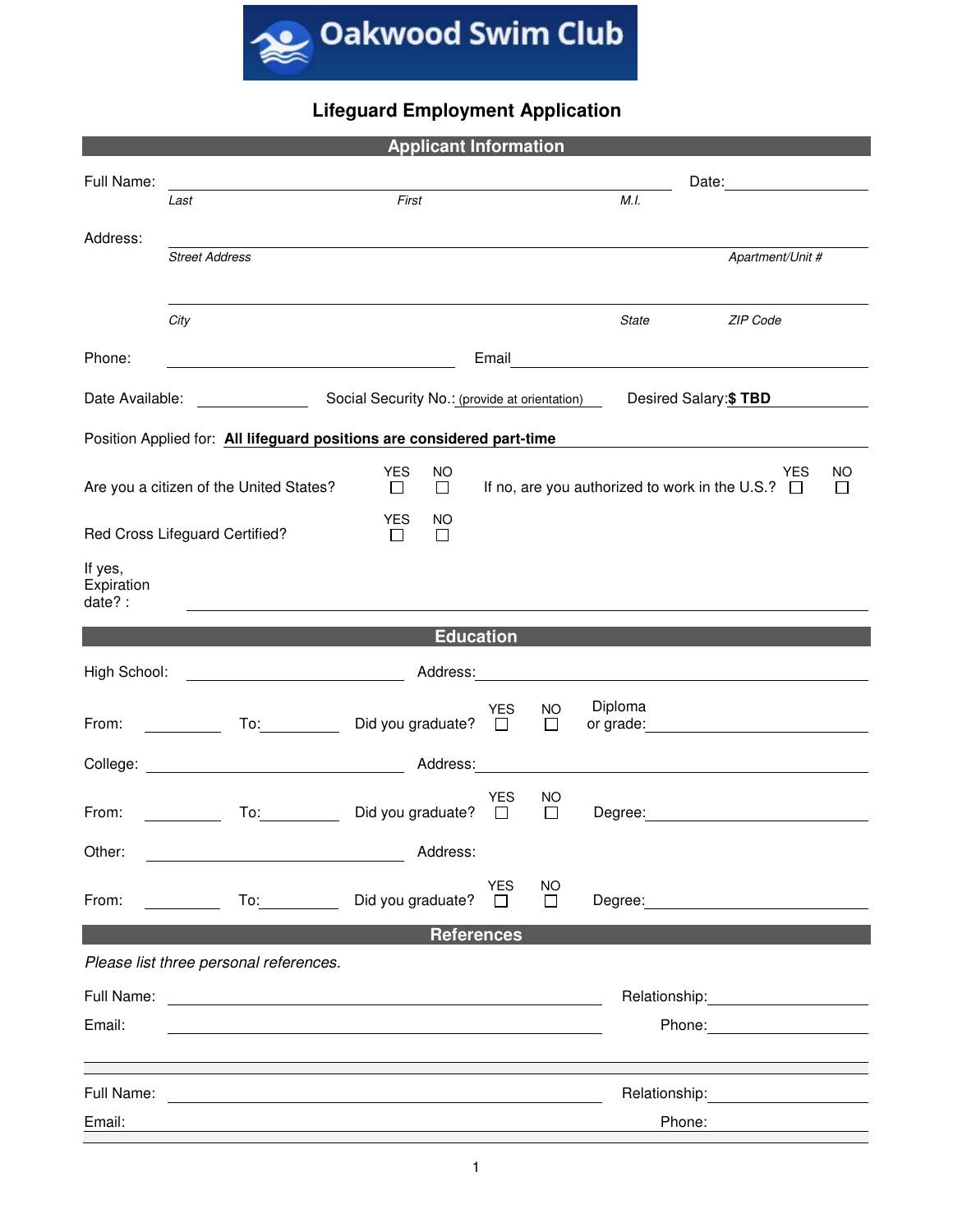**Oakwood Swim Club**

# Lifeguard Employment Application

## Applicant Information

Full Name: ______________________________ Date: __________

*Last* *First* *M.I.*

Address: ______________________________

*Street Address* *Apartment/Unit #*

______________________________

*City* *State* *ZIP Code*

Phone: __________ Email __________

Date Available: __________ Social Security No.: (provide at orientation) Desired Salary: **$ TBD**

Position Applied for: **All lifeguard positions are considered part-time**

Are you a citizen of the United States? YES ☐ NO ☐ If no, are you authorized to work in the U.S.? YES ☐ NO ☐

Red Cross Lifeguard Certified? YES ☐ NO ☐

If yes, Expiration date? : __________

## Education

High School: __________ Address: __________

From: __________ To: __________ Did you graduate? YES ☐ NO ☐ Diploma or grade: __________

College: __________ Address: __________

From: __________ To: __________ Did you graduate? YES ☐ NO ☐ Degree: __________

Other: __________ Address:

From: __________ To: __________ Did you graduate? YES ☐ NO ☐ Degree: __________

## References

*Please list three personal references.*

Full Name: __________ Relationship: __________

Email: __________ Phone: __________

Full Name: __________ Relationship: __________

Email: __________ Phone: __________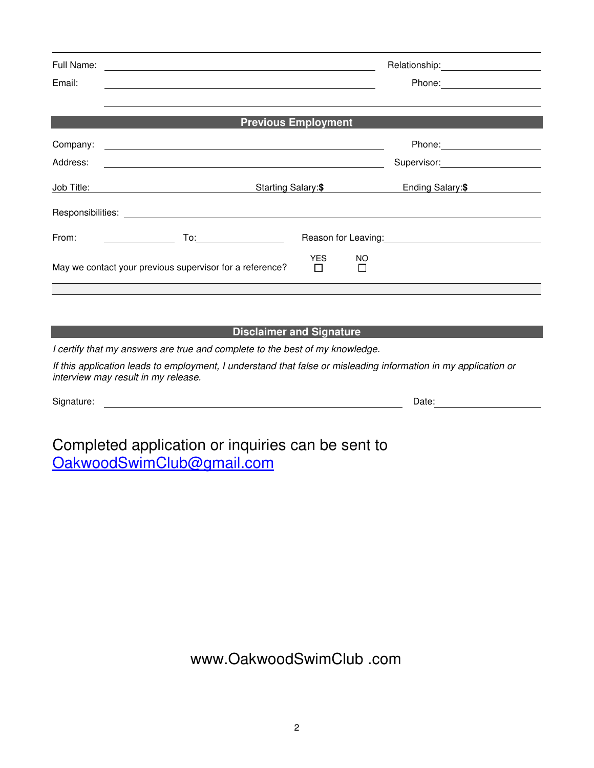Full Name: ______________________________ Relationship: ______________

Email: ______________________________ Phone: ______________

______________________________________________

## Previous Employment

Company: ______________________________ Phone: ______________

Address: ______________________________ Supervisor: ______________

Job Title: ______________ Starting Salary:**$** ______________ Ending Salary:**$** ______________

Responsibilities: ______________________________________________

From: ______________ To: ______________ Reason for Leaving: ______________

May we contact your previous supervisor for a reference? YES ☐ NO ☐

## Disclaimer and Signature

*I certify that my answers are true and complete to the best of my knowledge.*

*If this application leads to employment, I understand that false or misleading information in my application or interview may result in my release.*

Signature: ______________________________ Date: ______________

Completed application or inquiries can be sent to OakwoodSwimClub@gmail.com

www.OakwoodSwimClub .com